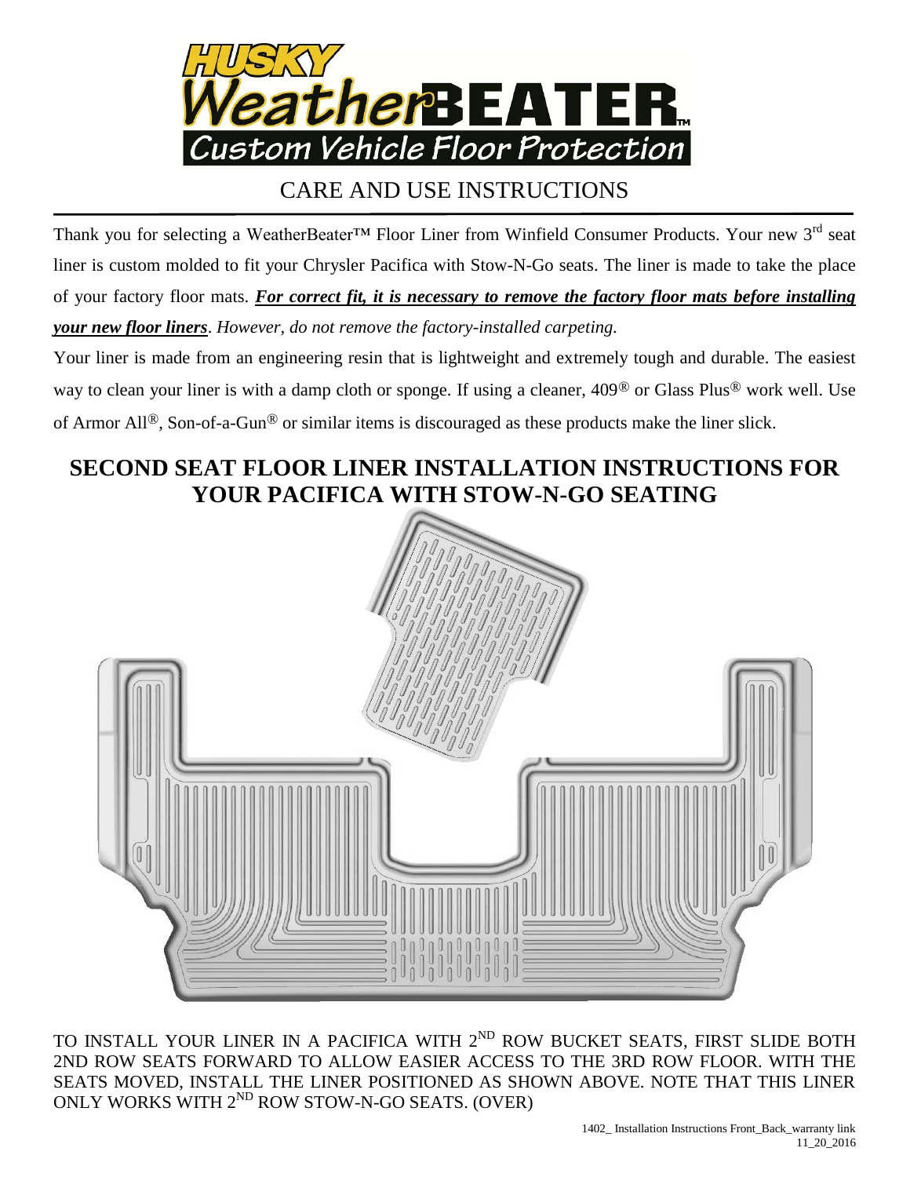# HUSKY WeatherBEATER™

## Custom Vehicle Floor Protection

## CARE AND USE INSTRUCTIONS

Thank you for selecting a WeatherBeater™ Floor Liner from Winfield Consumer Products. Your new 3rd seat liner is custom molded to fit your Chrysler Pacifica with Stow-N-Go seats. The liner is made to take the place of your factory floor mats. ***For correct fit, it is necessary to remove the factory floor mats before installing your new floor liners***. *However, do not remove the factory-installed carpeting.*

Your liner is made from an engineering resin that is lightweight and extremely tough and durable. The easiest way to clean your liner is with a damp cloth or sponge. If using a cleaner, 409® or Glass Plus® work well. Use of Armor All®, Son-of-a-Gun® or similar items is discouraged as these products make the liner slick.

## SECOND SEAT FLOOR LINER INSTALLATION INSTRUCTIONS FOR YOUR PACIFICA WITH STOW-N-GO SEATING

TO INSTALL YOUR LINER IN A PACIFICA WITH 2ND ROW BUCKET SEATS, FIRST SLIDE BOTH 2ND ROW SEATS FORWARD TO ALLOW EASIER ACCESS TO THE 3RD ROW FLOOR. WITH THE SEATS MOVED, INSTALL THE LINER POSITIONED AS SHOWN ABOVE. NOTE THAT THIS LINER ONLY WORKS WITH 2ND ROW STOW-N-GO SEATS. (OVER)

1402_ Installation Instructions Front_Back_warranty link
11_20_2016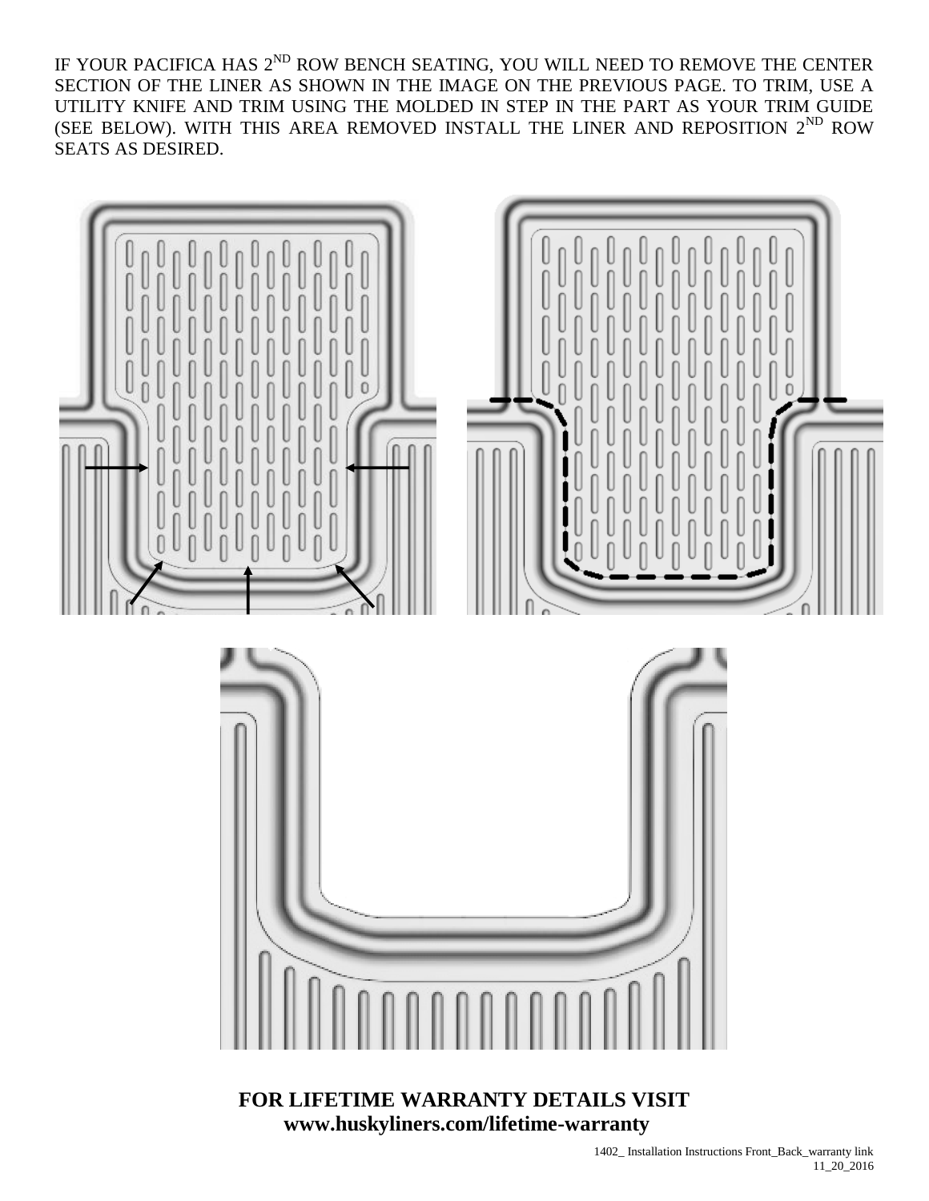IF YOUR PACIFICA HAS 2ND ROW BENCH SEATING, YOU WILL NEED TO REMOVE THE CENTER SECTION OF THE LINER AS SHOWN IN THE IMAGE ON THE PREVIOUS PAGE. TO TRIM, USE A UTILITY KNIFE AND TRIM USING THE MOLDED IN STEP IN THE PART AS YOUR TRIM GUIDE (SEE BELOW). WITH THIS AREA REMOVED INSTALL THE LINER AND REPOSITION 2ND ROW SEATS AS DESIRED.

**FOR LIFETIME WARRANTY DETAILS VISIT**
**www.huskyliners.com/lifetime-warranty**

1402_ Installation Instructions Front_Back_warranty link
11_20_2016